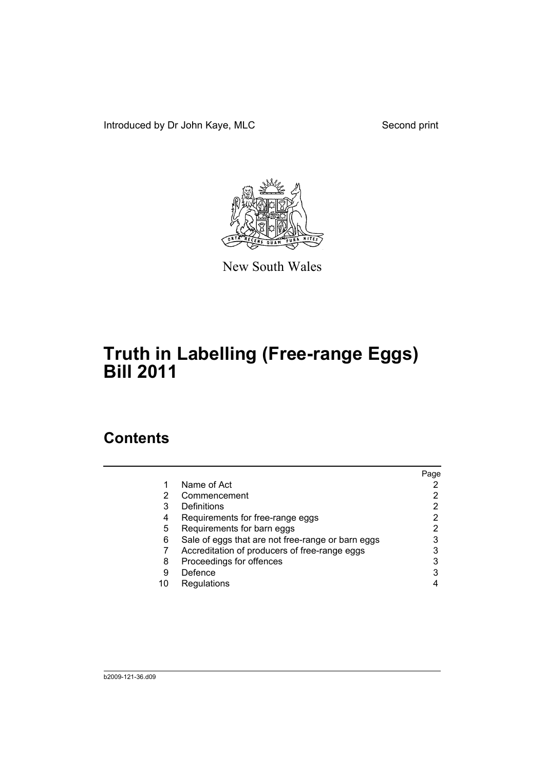Introduced by Dr John Kaye, MLC Second print

New South Wales

# Truth in Labelling (Free-range Eggs) Bill 2011

## Contents

| | | Page |
|---|---|---|
| 1 | Name of Act | 2 |
| 2 | Commencement | 2 |
| 3 | Definitions | 2 |
| 4 | Requirements for free-range eggs | 2 |
| 5 | Requirements for barn eggs | 2 |
| 6 | Sale of eggs that are not free-range or barn eggs | 3 |
| 7 | Accreditation of producers of free-range eggs | 3 |
| 8 | Proceedings for offences | 3 |
| 9 | Defence | 3 |
| 10 | Regulations | 4 |

b2009-121-36.d09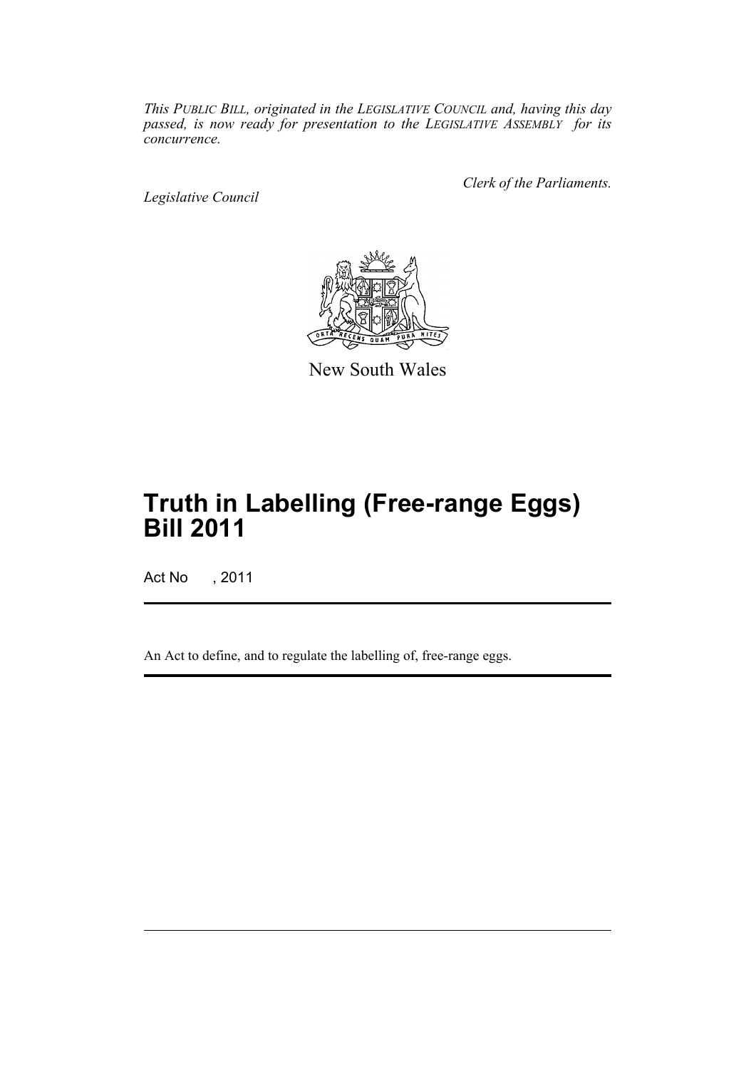*This PUBLIC BILL, originated in the LEGISLATIVE COUNCIL and, having this day passed, is now ready for presentation to the LEGISLATIVE ASSEMBLY for its concurrence.*

*Legislative Council*

*Clerk of the Parliaments.*

New South Wales

# Truth in Labelling (Free-range Eggs) Bill 2011

Act No , 2011

An Act to define, and to regulate the labelling of, free-range eggs.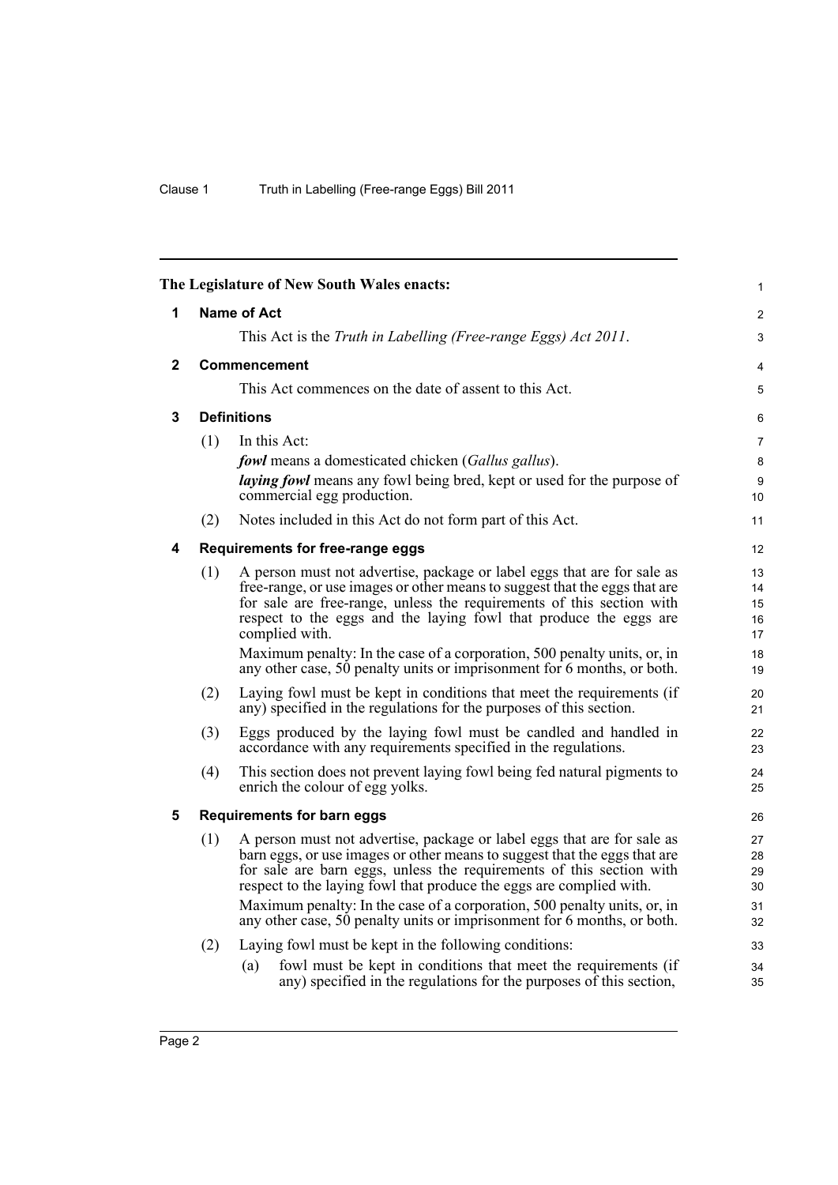The Legislature of New South Wales enacts:

## 1 Name of Act

This Act is the *Truth in Labelling (Free-range Eggs) Act 2011*.

## 2 Commencement

This Act commences on the date of assent to this Act.

## 3 Definitions

(1) In this Act:

***fowl*** means a domesticated chicken (*Gallus gallus*).

***laying fowl*** means any fowl being bred, kept or used for the purpose of commercial egg production.

(2) Notes included in this Act do not form part of this Act.

## 4 Requirements for free-range eggs

(1) A person must not advertise, package or label eggs that are for sale as free-range, or use images or other means to suggest that the eggs that are for sale are free-range, unless the requirements of this section with respect to the eggs and the laying fowl that produce the eggs are complied with.

Maximum penalty: In the case of a corporation, 500 penalty units, or, in any other case, 50 penalty units or imprisonment for 6 months, or both.

(2) Laying fowl must be kept in conditions that meet the requirements (if any) specified in the regulations for the purposes of this section.

(3) Eggs produced by the laying fowl must be candled and handled in accordance with any requirements specified in the regulations.

(4) This section does not prevent laying fowl being fed natural pigments to enrich the colour of egg yolks.

## 5 Requirements for barn eggs

(1) A person must not advertise, package or label eggs that are for sale as barn eggs, or use images or other means to suggest that the eggs that are for sale are barn eggs, unless the requirements of this section with respect to the laying fowl that produce the eggs are complied with.

Maximum penalty: In the case of a corporation, 500 penalty units, or, in any other case, 50 penalty units or imprisonment for 6 months, or both.

(2) Laying fowl must be kept in the following conditions:

(a) fowl must be kept in conditions that meet the requirements (if any) specified in the regulations for the purposes of this section,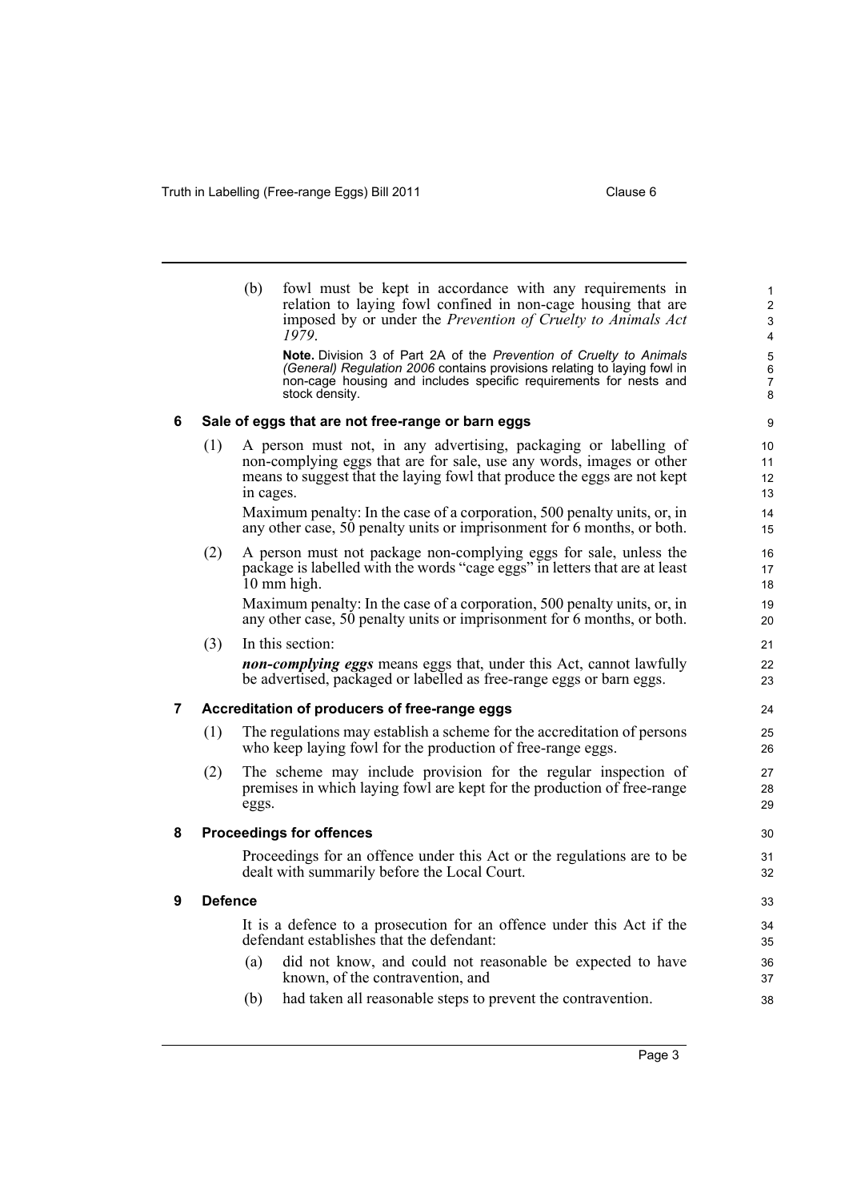(b) fowl must be kept in accordance with any requirements in relation to laying fowl confined in non-cage housing that are imposed by or under the *Prevention of Cruelty to Animals Act 1979*.

**Note.** Division 3 of Part 2A of the *Prevention of Cruelty to Animals (General) Regulation 2006* contains provisions relating to laying fowl in non-cage housing and includes specific requirements for nests and stock density.

## 6 Sale of eggs that are not free-range or barn eggs

(1) A person must not, in any advertising, packaging or labelling of non-complying eggs that are for sale, use any words, images or other means to suggest that the laying fowl that produce the eggs are not kept in cages.

Maximum penalty: In the case of a corporation, 500 penalty units, or, in any other case, 50 penalty units or imprisonment for 6 months, or both.

(2) A person must not package non-complying eggs for sale, unless the package is labelled with the words "cage eggs" in letters that are at least 10 mm high.

Maximum penalty: In the case of a corporation, 500 penalty units, or, in any other case, 50 penalty units or imprisonment for 6 months, or both.

(3) In this section:

***non-complying eggs*** means eggs that, under this Act, cannot lawfully be advertised, packaged or labelled as free-range eggs or barn eggs.

## 7 Accreditation of producers of free-range eggs

(1) The regulations may establish a scheme for the accreditation of persons who keep laying fowl for the production of free-range eggs.

(2) The scheme may include provision for the regular inspection of premises in which laying fowl are kept for the production of free-range eggs.

## 8 Proceedings for offences

Proceedings for an offence under this Act or the regulations are to be dealt with summarily before the Local Court.

## 9 Defence

It is a defence to a prosecution for an offence under this Act if the defendant establishes that the defendant:

(a) did not know, and could not reasonable be expected to have known, of the contravention, and

(b) had taken all reasonable steps to prevent the contravention.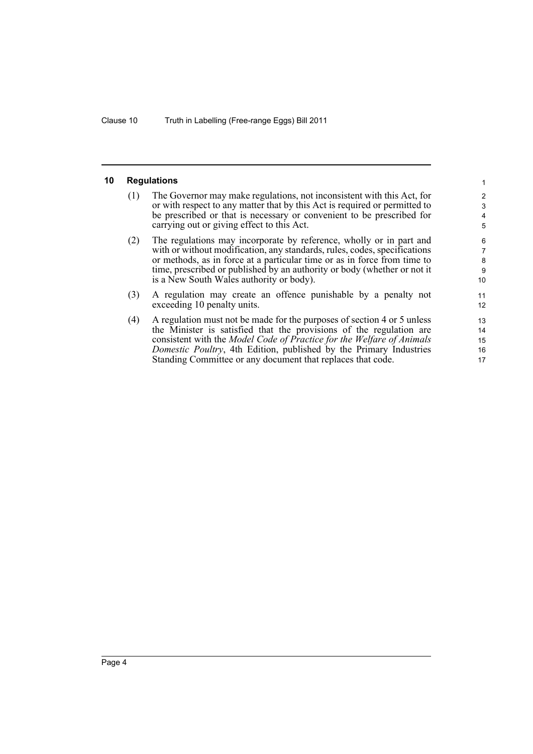## 10 Regulations

(1) The Governor may make regulations, not inconsistent with this Act, for or with respect to any matter that by this Act is required or permitted to be prescribed or that is necessary or convenient to be prescribed for carrying out or giving effect to this Act.

(2) The regulations may incorporate by reference, wholly or in part and with or without modification, any standards, rules, codes, specifications or methods, as in force at a particular time or as in force from time to time, prescribed or published by an authority or body (whether or not it is a New South Wales authority or body).

(3) A regulation may create an offence punishable by a penalty not exceeding 10 penalty units.

(4) A regulation must not be made for the purposes of section 4 or 5 unless the Minister is satisfied that the provisions of the regulation are consistent with the *Model Code of Practice for the Welfare of Animals Domestic Poultry*, 4th Edition, published by the Primary Industries Standing Committee or any document that replaces that code.